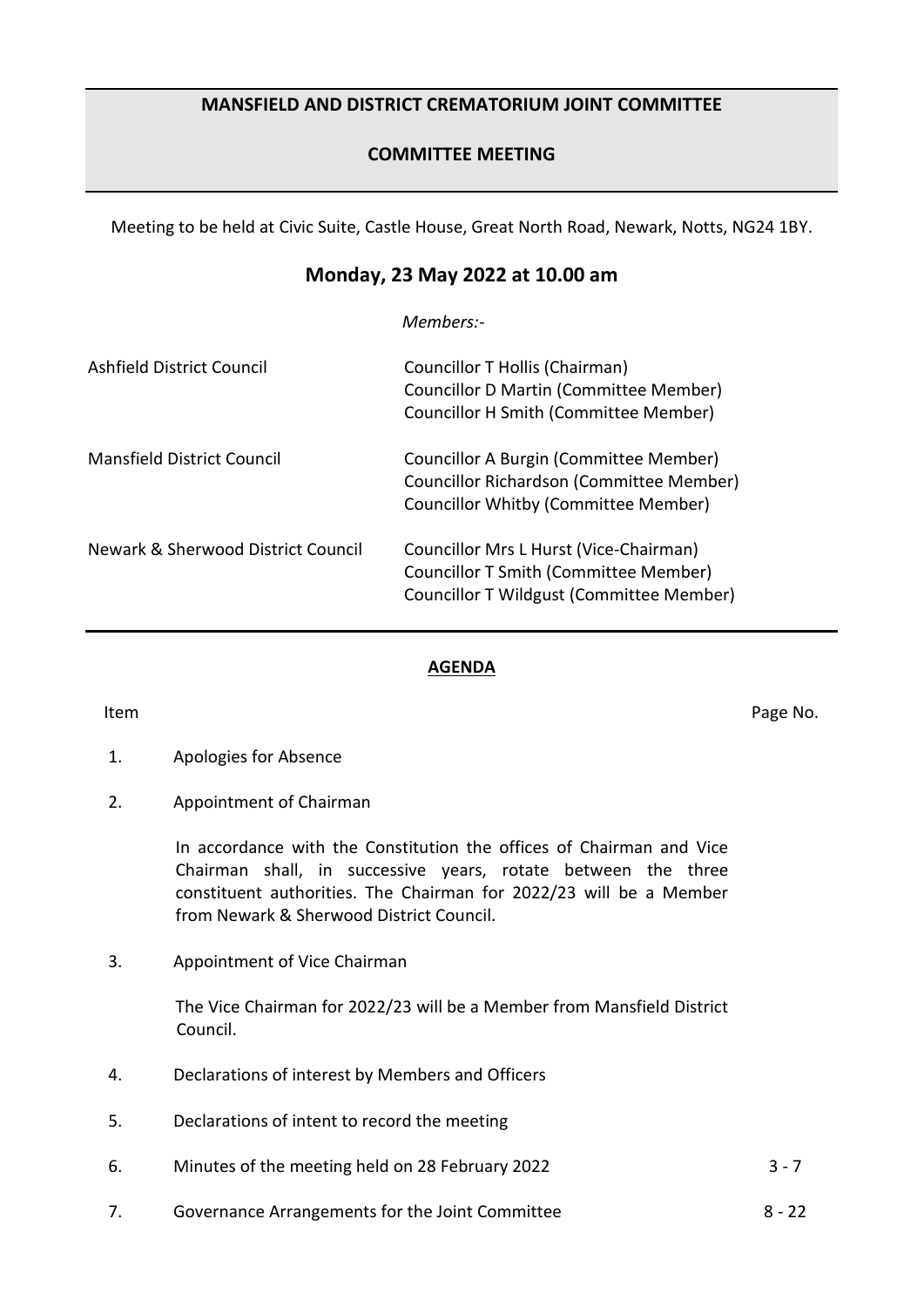# MANSFIELD AND DISTRICT CREMATORIUM JOINT COMMITTEE

## COMMITTEE MEETING

Meeting to be held at Civic Suite, Castle House, Great North Road, Newark, Notts, NG24 1BY.

## Monday, 23 May 2022 at 10.00 am

*Members:-*

| | |
|---|---|
| Ashfield District Council | Councillor T Hollis (Chairman)<br>Councillor D Martin (Committee Member)<br>Councillor H Smith (Committee Member) |
| Mansfield District Council | Councillor A Burgin (Committee Member)<br>Councillor Richardson (Committee Member)<br>Councillor Whitby (Committee Member) |
| Newark & Sherwood District Council | Councillor Mrs L Hurst (Vice-Chairman)<br>Councillor T Smith (Committee Member)<br>Councillor T Wildgust (Committee Member) |

**AGENDA**

| Item | | Page No. |
|---|---|---|
| 1. | Apologies for Absence | |
| 2. | Appointment of Chairman<br><br>In accordance with the Constitution the offices of Chairman and Vice Chairman shall, in successive years, rotate between the three constituent authorities. The Chairman for 2022/23 will be a Member from Newark & Sherwood District Council. | |
| 3. | Appointment of Vice Chairman<br><br>The Vice Chairman for 2022/23 will be a Member from Mansfield District Council. | |
| 4. | Declarations of interest by Members and Officers | |
| 5. | Declarations of intent to record the meeting | |
| 6. | Minutes of the meeting held on 28 February 2022 | 3 - 7 |
| 7. | Governance Arrangements for the Joint Committee | 8 - 22 |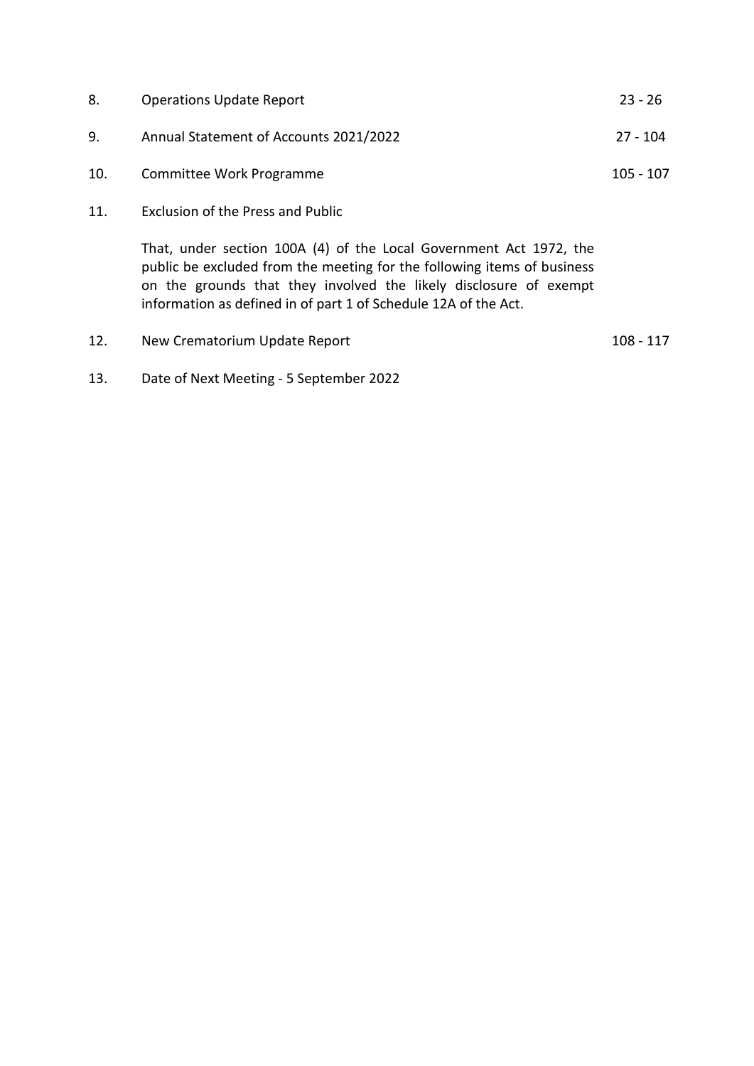| | | |
|---|---|---|
| 8. | Operations Update Report | 23 - 26 |
| 9. | Annual Statement of Accounts 2021/2022 | 27 - 104 |
| 10. | Committee Work Programme | 105 - 107 |
| 11. | Exclusion of the Press and Public | |
| | That, under section 100A (4) of the Local Government Act 1972, the public be excluded from the meeting for the following items of business on the grounds that they involved the likely disclosure of exempt information as defined in of part 1 of Schedule 12A of the Act. | |
| 12. | New Crematorium Update Report | 108 - 117 |
| 13. | Date of Next Meeting - 5 September 2022 | |